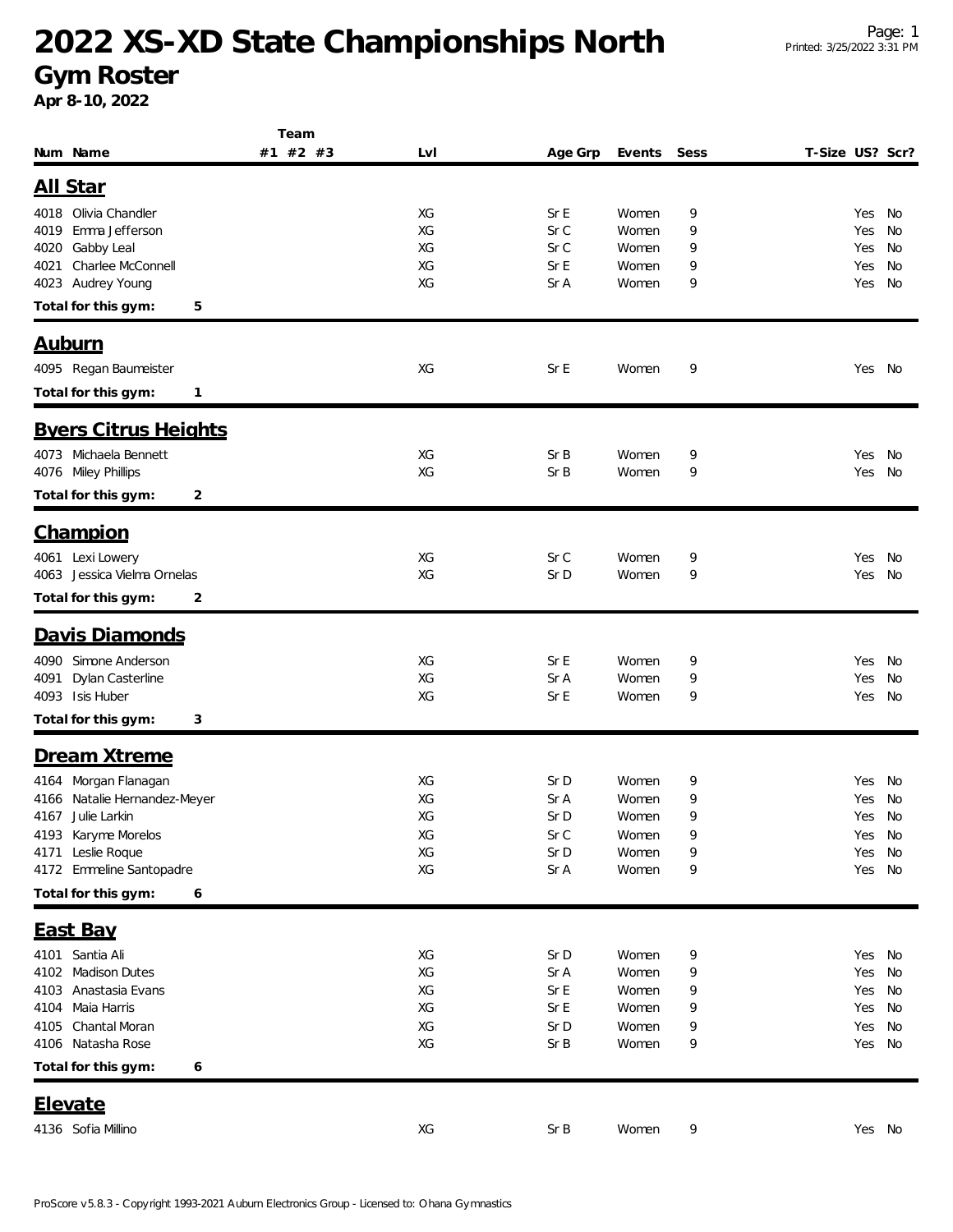# 2022 XS-XD State Championships North

## Gym Roster

**Apr 8-10, 2022**

| Num | Name | Team #1 | #2 | #3 | Lvl | Age Grp | Events | Sess | T-Size | US? | Scr? |
|---|---|---|---|---|---|---|---|---|---|---|---|

### All Star

| Num | Name | Team #1 | #2 | #3 | Lvl | Age Grp | Events | Sess | T-Size | US? | Scr? |
|---|---|---|---|---|---|---|---|---|---|---|---|
| 4018 | Olivia Chandler | | | | XG | Sr E | Women | 9 | | Yes | No |
| 4019 | Emma Jefferson | | | | XG | Sr C | Women | 9 | | Yes | No |
| 4020 | Gabby Leal | | | | XG | Sr C | Women | 9 | | Yes | No |
| 4021 | Charlee McConnell | | | | XG | Sr E | Women | 9 | | Yes | No |
| 4023 | Audrey Young | | | | XG | Sr A | Women | 9 | | Yes | No |

**Total for this gym: 5**

### Auburn

| Num | Name | Team #1 | #2 | #3 | Lvl | Age Grp | Events | Sess | T-Size | US? | Scr? |
|---|---|---|---|---|---|---|---|---|---|---|---|
| 4095 | Regan Baumeister | | | | XG | Sr E | Women | 9 | | Yes | No |

**Total for this gym: 1**

### Byers Citrus Heights

| Num | Name | Team #1 | #2 | #3 | Lvl | Age Grp | Events | Sess | T-Size | US? | Scr? |
|---|---|---|---|---|---|---|---|---|---|---|---|
| 4073 | Michaela Bennett | | | | XG | Sr B | Women | 9 | | Yes | No |
| 4076 | Miley Phillips | | | | XG | Sr B | Women | 9 | | Yes | No |

**Total for this gym: 2**

### Champion

| Num | Name | Team #1 | #2 | #3 | Lvl | Age Grp | Events | Sess | T-Size | US? | Scr? |
|---|---|---|---|---|---|---|---|---|---|---|---|
| 4061 | Lexi Lowery | | | | XG | Sr C | Women | 9 | | Yes | No |
| 4063 | Jessica Vielma Ornelas | | | | XG | Sr D | Women | 9 | | Yes | No |

**Total for this gym: 2**

### Davis Diamonds

| Num | Name | Team #1 | #2 | #3 | Lvl | Age Grp | Events | Sess | T-Size | US? | Scr? |
|---|---|---|---|---|---|---|---|---|---|---|---|
| 4090 | Simone Anderson | | | | XG | Sr E | Women | 9 | | Yes | No |
| 4091 | Dylan Casterline | | | | XG | Sr A | Women | 9 | | Yes | No |
| 4093 | Isis Huber | | | | XG | Sr E | Women | 9 | | Yes | No |

**Total for this gym: 3**

### Dream Xtreme

| Num | Name | Team #1 | #2 | #3 | Lvl | Age Grp | Events | Sess | T-Size | US? | Scr? |
|---|---|---|---|---|---|---|---|---|---|---|---|
| 4164 | Morgan Flanagan | | | | XG | Sr D | Women | 9 | | Yes | No |
| 4166 | Natalie Hernandez-Meyer | | | | XG | Sr A | Women | 9 | | Yes | No |
| 4167 | Julie Larkin | | | | XG | Sr D | Women | 9 | | Yes | No |
| 4193 | Karyme Morelos | | | | XG | Sr C | Women | 9 | | Yes | No |
| 4171 | Leslie Roque | | | | XG | Sr D | Women | 9 | | Yes | No |
| 4172 | Emmeline Santopadre | | | | XG | Sr A | Women | 9 | | Yes | No |

**Total for this gym: 6**

### East Bay

| Num | Name | Team #1 | #2 | #3 | Lvl | Age Grp | Events | Sess | T-Size | US? | Scr? |
|---|---|---|---|---|---|---|---|---|---|---|---|
| 4101 | Santia Ali | | | | XG | Sr D | Women | 9 | | Yes | No |
| 4102 | Madison Dutes | | | | XG | Sr A | Women | 9 | | Yes | No |
| 4103 | Anastasia Evans | | | | XG | Sr E | Women | 9 | | Yes | No |
| 4104 | Maia Harris | | | | XG | Sr E | Women | 9 | | Yes | No |
| 4105 | Chantal Moran | | | | XG | Sr D | Women | 9 | | Yes | No |
| 4106 | Natasha Rose | | | | XG | Sr B | Women | 9 | | Yes | No |

**Total for this gym: 6**

### Elevate

| Num | Name | Team #1 | #2 | #3 | Lvl | Age Grp | Events | Sess | T-Size | US? | Scr? |
|---|---|---|---|---|---|---|---|---|---|---|---|
| 4136 | Sofia Millino | | | | XG | Sr B | Women | 9 | | Yes | No |

ProScore v5.8.3 - Copyright 1993-2021 Auburn Electronics Group - Licensed to: Ohana Gymnastics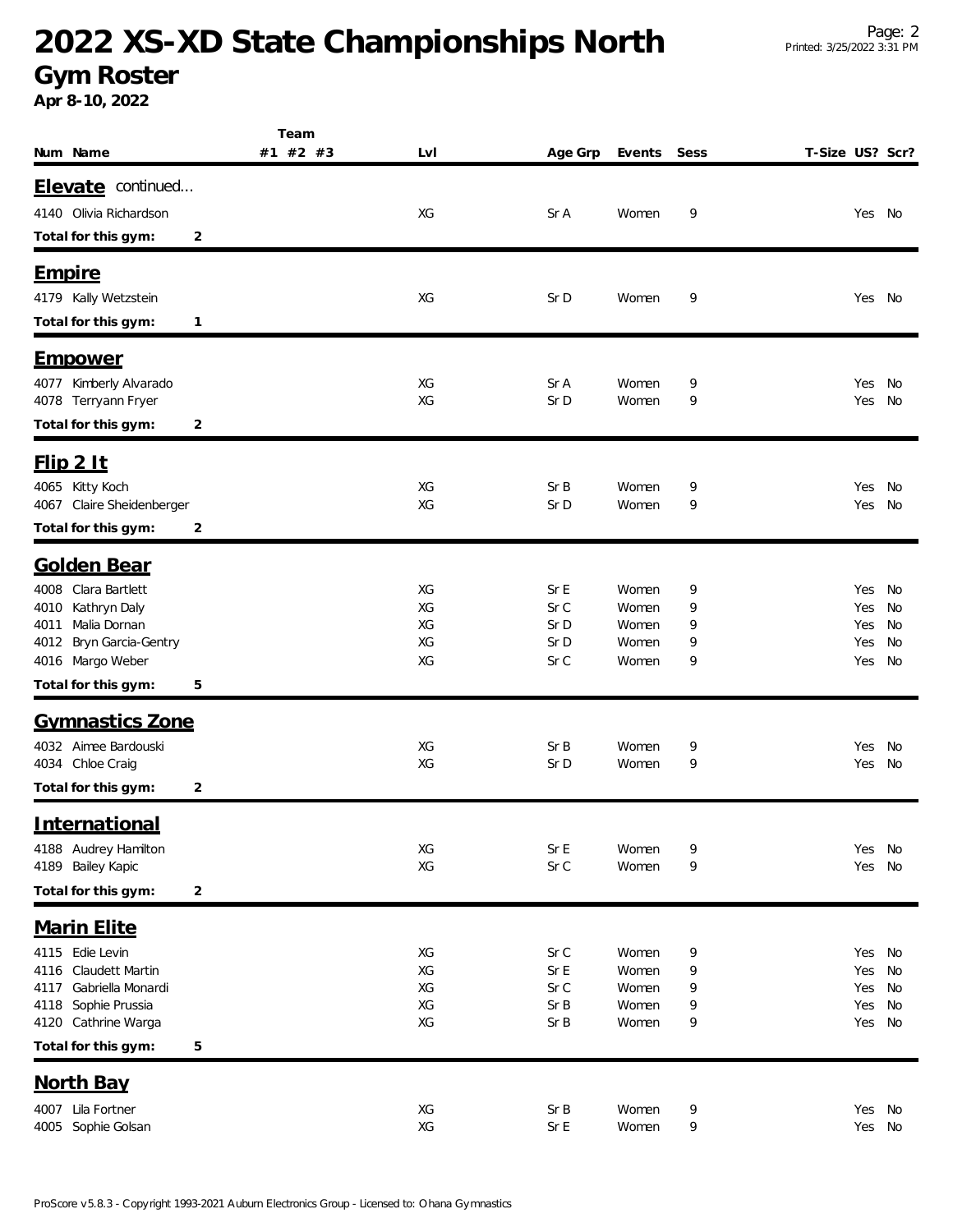# 2022 XS-XD State Championships North

## Gym Roster

**Apr 8-10, 2022**

| Num | Name | Team #1 | Team #2 | Team #3 | Lvl | Age Grp | Events | Sess | T-Size | US? | Scr? |
|---|---|---|---|---|---|---|---|---|---|---|---|
| **Elevate** continued... | | | | | | | | | | | |
| 4140 | Olivia Richardson | | | | XG | Sr A | Women | 9 | | Yes | No |
| **Total for this gym:** | 2 | | | | | | | | | | |
| **Empire** | | | | | | | | | | | |
| 4179 | Kally Wetzstein | | | | XG | Sr D | Women | 9 | | Yes | No |
| **Total for this gym:** | 1 | | | | | | | | | | |
| **Empower** | | | | | | | | | | | |
| 4077 | Kimberly Alvarado | | | | XG | Sr A | Women | 9 | | Yes | No |
| 4078 | Terryann Fryer | | | | XG | Sr D | Women | 9 | | Yes | No |
| **Total for this gym:** | 2 | | | | | | | | | | |
| **Flip 2 It** | | | | | | | | | | | |
| 4065 | Kitty Koch | | | | XG | Sr B | Women | 9 | | Yes | No |
| 4067 | Claire Sheidenberger | | | | XG | Sr D | Women | 9 | | Yes | No |
| **Total for this gym:** | 2 | | | | | | | | | | |
| **Golden Bear** | | | | | | | | | | | |
| 4008 | Clara Bartlett | | | | XG | Sr E | Women | 9 | | Yes | No |
| 4010 | Kathryn Daly | | | | XG | Sr C | Women | 9 | | Yes | No |
| 4011 | Malia Dornan | | | | XG | Sr D | Women | 9 | | Yes | No |
| 4012 | Bryn Garcia-Gentry | | | | XG | Sr D | Women | 9 | | Yes | No |
| 4016 | Margo Weber | | | | XG | Sr C | Women | 9 | | Yes | No |
| **Total for this gym:** | 5 | | | | | | | | | | |
| **Gymnastics Zone** | | | | | | | | | | | |
| 4032 | Aimee Bardouski | | | | XG | Sr B | Women | 9 | | Yes | No |
| 4034 | Chloe Craig | | | | XG | Sr D | Women | 9 | | Yes | No |
| **Total for this gym:** | 2 | | | | | | | | | | |
| **International** | | | | | | | | | | | |
| 4188 | Audrey Hamilton | | | | XG | Sr E | Women | 9 | | Yes | No |
| 4189 | Bailey Kapic | | | | XG | Sr C | Women | 9 | | Yes | No |
| **Total for this gym:** | 2 | | | | | | | | | | |
| **Marin Elite** | | | | | | | | | | | |
| 4115 | Edie Levin | | | | XG | Sr C | Women | 9 | | Yes | No |
| 4116 | Claudett Martin | | | | XG | Sr E | Women | 9 | | Yes | No |
| 4117 | Gabriella Monardi | | | | XG | Sr C | Women | 9 | | Yes | No |
| 4118 | Sophie Prussia | | | | XG | Sr B | Women | 9 | | Yes | No |
| 4120 | Cathrine Warga | | | | XG | Sr B | Women | 9 | | Yes | No |
| **Total for this gym:** | 5 | | | | | | | | | | |
| **North Bay** | | | | | | | | | | | |
| 4007 | Lila Fortner | | | | XG | Sr B | Women | 9 | | Yes | No |
| 4005 | Sophie Golsan | | | | XG | Sr E | Women | 9 | | Yes | No |

ProScore v5.8.3 - Copyright 1993-2021 Auburn Electronics Group - Licensed to: Ohana Gymnastics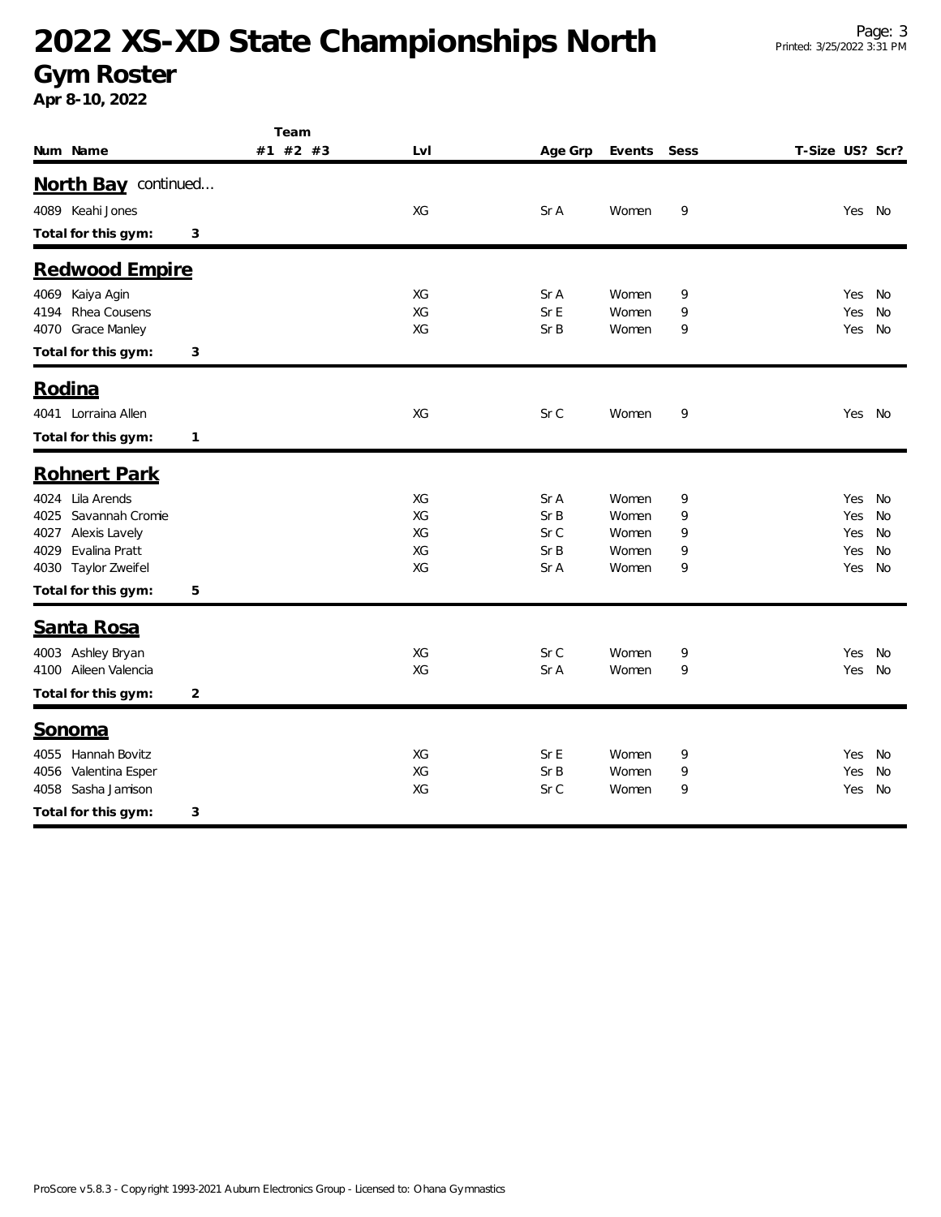# 2022 XS-XD State Championships North

## Gym Roster

**Apr 8-10, 2022**

| Num | Name | Team #1 | #2 | #3 | Lvl | Age Grp | Events | Sess | T-Size | US? | Scr? |
|---|---|---|---|---|---|---|---|---|---|---|---|
| **North Bay** continued... | | | | | | | | | | | |
| 4089 | Keahi Jones | | | | XG | Sr A | Women | 9 | | Yes | No |
| **Total for this gym:** | 3 | | | | | | | | | | |
| **Redwood Empire** | | | | | | | | | | | |
| 4069 | Kaiya Agin | | | | XG | Sr A | Women | 9 | | Yes | No |
| 4194 | Rhea Cousens | | | | XG | Sr E | Women | 9 | | Yes | No |
| 4070 | Grace Manley | | | | XG | Sr B | Women | 9 | | Yes | No |
| **Total for this gym:** | 3 | | | | | | | | | | |
| **Rodina** | | | | | | | | | | | |
| 4041 | Lorraina Allen | | | | XG | Sr C | Women | 9 | | Yes | No |
| **Total for this gym:** | 1 | | | | | | | | | | |
| **Rohnert Park** | | | | | | | | | | | |
| 4024 | Lila Arends | | | | XG | Sr A | Women | 9 | | Yes | No |
| 4025 | Savannah Cromie | | | | XG | Sr B | Women | 9 | | Yes | No |
| 4027 | Alexis Lavely | | | | XG | Sr C | Women | 9 | | Yes | No |
| 4029 | Evalina Pratt | | | | XG | Sr B | Women | 9 | | Yes | No |
| 4030 | Taylor Zweifel | | | | XG | Sr A | Women | 9 | | Yes | No |
| **Total for this gym:** | 5 | | | | | | | | | | |
| **Santa Rosa** | | | | | | | | | | | |
| 4003 | Ashley Bryan | | | | XG | Sr C | Women | 9 | | Yes | No |
| 4100 | Aileen Valencia | | | | XG | Sr A | Women | 9 | | Yes | No |
| **Total for this gym:** | 2 | | | | | | | | | | |
| **Sonoma** | | | | | | | | | | | |
| 4055 | Hannah Bovitz | | | | XG | Sr E | Women | 9 | | Yes | No |
| 4056 | Valentina Esper | | | | XG | Sr B | Women | 9 | | Yes | No |
| 4058 | Sasha Jamison | | | | XG | Sr C | Women | 9 | | Yes | No |
| **Total for this gym:** | 3 | | | | | | | | | | |

ProScore v5.8.3 - Copyright 1993-2021 Auburn Electronics Group - Licensed to: Ohana Gymnastics